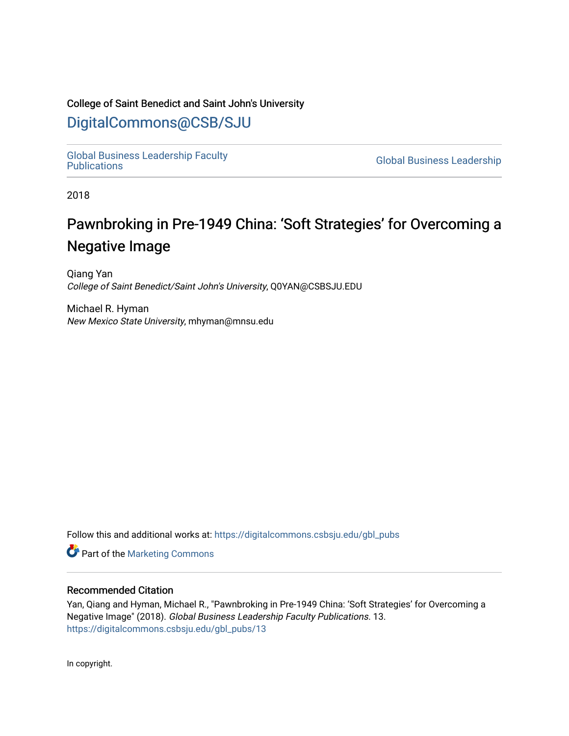College of Saint Benedict and Saint John's University

# DigitalCommons@CSB/SJU

Global Business Leadership Faculty Publications

Global Business Leadership

2018

## Pawnbroking in Pre-1949 China: 'Soft Strategies' for Overcoming a Negative Image

Qiang Yan
*College of Saint Benedict/Saint John's University*, Q0YAN@CSBSJU.EDU

Michael R. Hyman
*New Mexico State University*, mhyman@mnsu.edu

Follow this and additional works at: https://digitalcommons.csbsju.edu/gbl_pubs

Part of the Marketing Commons

### Recommended Citation

Yan, Qiang and Hyman, Michael R., "Pawnbroking in Pre-1949 China: 'Soft Strategies' for Overcoming a Negative Image" (2018). *Global Business Leadership Faculty Publications*. 13.
https://digitalcommons.csbsju.edu/gbl_pubs/13

In copyright.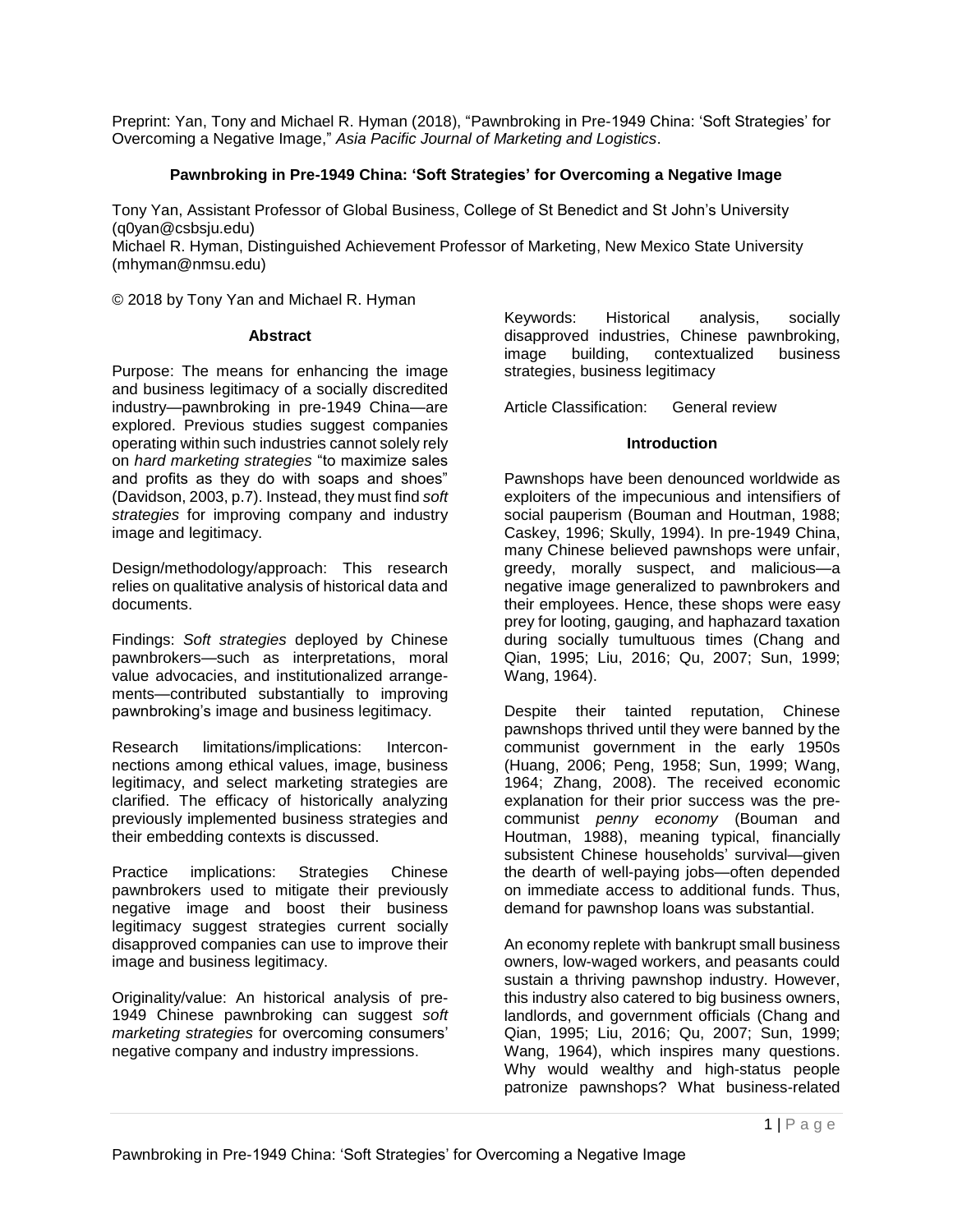Preprint: Yan, Tony and Michael R. Hyman (2018), "Pawnbroking in Pre-1949 China: 'Soft Strategies' for Overcoming a Negative Image," *Asia Pacific Journal of Marketing and Logistics*.

# Pawnbroking in Pre-1949 China: 'Soft Strategies' for Overcoming a Negative Image

Tony Yan, Assistant Professor of Global Business, College of St Benedict and St John's University (q0yan@csbsju.edu)
Michael R. Hyman, Distinguished Achievement Professor of Marketing, New Mexico State University (mhyman@nmsu.edu)

© 2018 by Tony Yan and Michael R. Hyman

## Abstract

Purpose: The means for enhancing the image and business legitimacy of a socially discredited industry—pawnbroking in pre-1949 China—are explored. Previous studies suggest companies operating within such industries cannot solely rely on *hard marketing strategies* "to maximize sales and profits as they do with soaps and shoes" (Davidson, 2003, p.7). Instead, they must find *soft strategies* for improving company and industry image and legitimacy.

Design/methodology/approach: This research relies on qualitative analysis of historical data and documents.

Findings: *Soft strategies* deployed by Chinese pawnbrokers—such as interpretations, moral value advocacies, and institutionalized arrangements—contributed substantially to improving pawnbroking's image and business legitimacy.

Research limitations/implications: Interconnections among ethical values, image, business legitimacy, and select marketing strategies are clarified. The efficacy of historically analyzing previously implemented business strategies and their embedding contexts is discussed.

Practice implications: Strategies Chinese pawnbrokers used to mitigate their previously negative image and boost their business legitimacy suggest strategies current socially disapproved companies can use to improve their image and business legitimacy.

Originality/value: An historical analysis of pre-1949 Chinese pawnbroking can suggest *soft marketing strategies* for overcoming consumers' negative company and industry impressions.

Keywords: Historical analysis, socially disapproved industries, Chinese pawnbroking, image building, contextualized business strategies, business legitimacy

Article Classification: General review

## Introduction

Pawnshops have been denounced worldwide as exploiters of the impecunious and intensifiers of social pauperism (Bouman and Houtman, 1988; Caskey, 1996; Skully, 1994). In pre-1949 China, many Chinese believed pawnshops were unfair, greedy, morally suspect, and malicious—a negative image generalized to pawnbrokers and their employees. Hence, these shops were easy prey for looting, gauging, and haphazard taxation during socially tumultuous times (Chang and Qian, 1995; Liu, 2016; Qu, 2007; Sun, 1999; Wang, 1964).

Despite their tainted reputation, Chinese pawnshops thrived until they were banned by the communist government in the early 1950s (Huang, 2006; Peng, 1958; Sun, 1999; Wang, 1964; Zhang, 2008). The received economic explanation for their prior success was the pre-communist *penny economy* (Bouman and Houtman, 1988), meaning typical, financially subsistent Chinese households' survival—given the dearth of well-paying jobs—often depended on immediate access to additional funds. Thus, demand for pawnshop loans was substantial.

An economy replete with bankrupt small business owners, low-waged workers, and peasants could sustain a thriving pawnshop industry. However, this industry also catered to big business owners, landlords, and government officials (Chang and Qian, 1995; Liu, 2016; Qu, 2007; Sun, 1999; Wang, 1964), which inspires many questions. Why would wealthy and high-status people patronize pawnshops? What business-related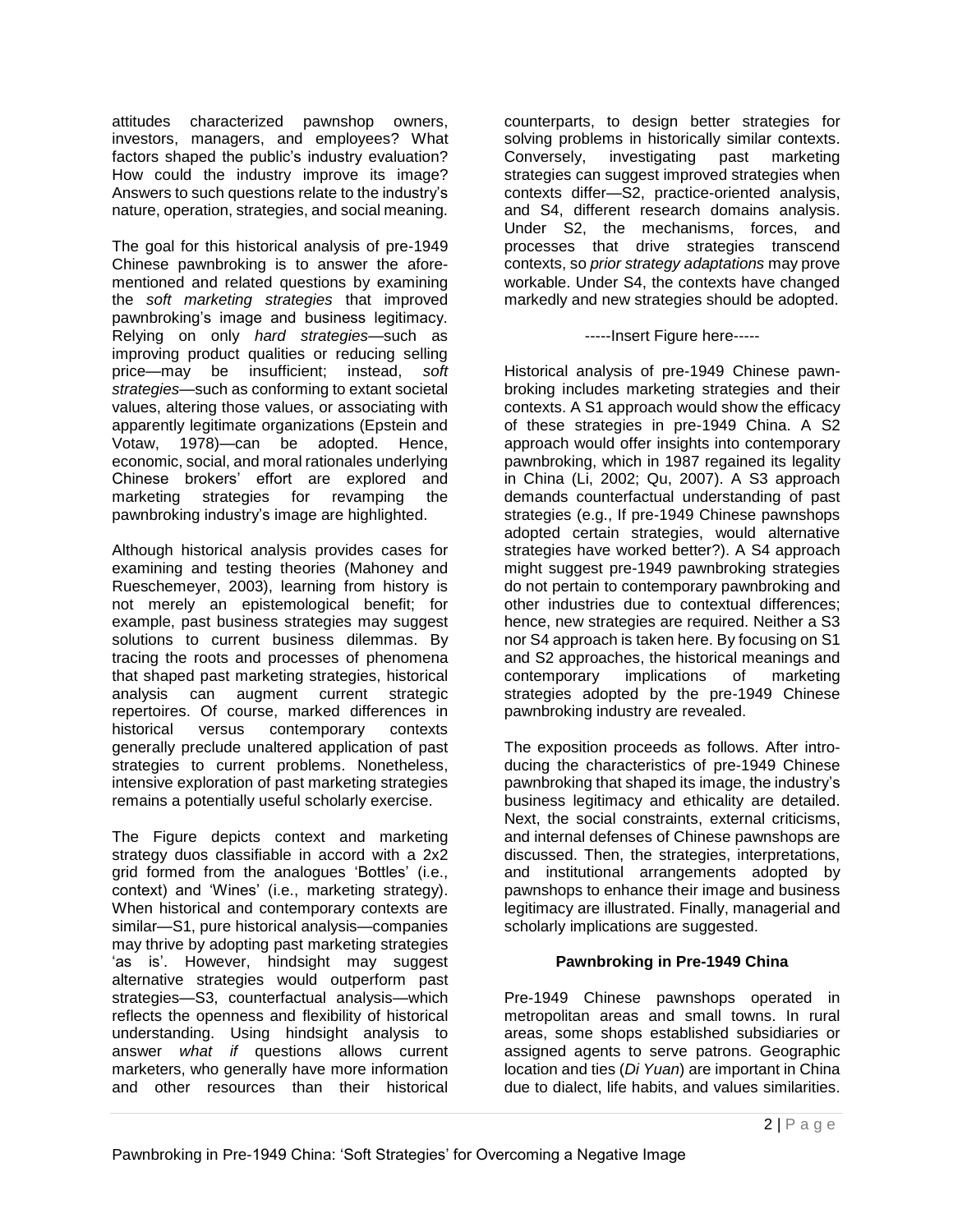attitudes characterized pawnshop owners, investors, managers, and employees? What factors shaped the public's industry evaluation? How could the industry improve its image? Answers to such questions relate to the industry's nature, operation, strategies, and social meaning.

The goal for this historical analysis of pre-1949 Chinese pawnbroking is to answer the aforementioned and related questions by examining the *soft marketing strategies* that improved pawnbroking's image and business legitimacy. Relying on only *hard strategies*—such as improving product qualities or reducing selling price—may be insufficient; instead, *soft strategies*—such as conforming to extant societal values, altering those values, or associating with apparently legitimate organizations (Epstein and Votaw, 1978)—can be adopted. Hence, economic, social, and moral rationales underlying Chinese brokers' effort are explored and marketing strategies for revamping the pawnbroking industry's image are highlighted.

Although historical analysis provides cases for examining and testing theories (Mahoney and Rueschemeyer, 2003), learning from history is not merely an epistemological benefit; for example, past business strategies may suggest solutions to current business dilemmas. By tracing the roots and processes of phenomena that shaped past marketing strategies, historical analysis can augment current strategic repertoires. Of course, marked differences in historical versus contemporary contexts generally preclude unaltered application of past strategies to current problems. Nonetheless, intensive exploration of past marketing strategies remains a potentially useful scholarly exercise.

The Figure depicts context and marketing strategy duos classifiable in accord with a 2x2 grid formed from the analogues 'Bottles' (i.e., context) and 'Wines' (i.e., marketing strategy). When historical and contemporary contexts are similar—S1, pure historical analysis—companies may thrive by adopting past marketing strategies 'as is'. However, hindsight may suggest alternative strategies would outperform past strategies—S3, counterfactual analysis—which reflects the openness and flexibility of historical understanding. Using hindsight analysis to answer *what if* questions allows current marketers, who generally have more information and other resources than their historical counterparts, to design better strategies for solving problems in historically similar contexts. Conversely, investigating past marketing strategies can suggest improved strategies when contexts differ—S2, practice-oriented analysis, and S4, different research domains analysis. Under S2, the mechanisms, forces, and processes that drive strategies transcend contexts, so *prior strategy adaptations* may prove workable. Under S4, the contexts have changed markedly and new strategies should be adopted.

-----Insert Figure here-----

Historical analysis of pre-1949 Chinese pawnbroking includes marketing strategies and their contexts. A S1 approach would show the efficacy of these strategies in pre-1949 China. A S2 approach would offer insights into contemporary pawnbroking, which in 1987 regained its legality in China (Li, 2002; Qu, 2007). A S3 approach demands counterfactual understanding of past strategies (e.g., If pre-1949 Chinese pawnshops adopted certain strategies, would alternative strategies have worked better?). A S4 approach might suggest pre-1949 pawnbroking strategies do not pertain to contemporary pawnbroking and other industries due to contextual differences; hence, new strategies are required. Neither a S3 nor S4 approach is taken here. By focusing on S1 and S2 approaches, the historical meanings and contemporary implications of marketing strategies adopted by the pre-1949 Chinese pawnbroking industry are revealed.

The exposition proceeds as follows. After introducing the characteristics of pre-1949 Chinese pawnbroking that shaped its image, the industry's business legitimacy and ethicality are detailed. Next, the social constraints, external criticisms, and internal defenses of Chinese pawnshops are discussed. Then, the strategies, interpretations, and institutional arrangements adopted by pawnshops to enhance their image and business legitimacy are illustrated. Finally, managerial and scholarly implications are suggested.

## Pawnbroking in Pre-1949 China

Pre-1949 Chinese pawnshops operated in metropolitan areas and small towns. In rural areas, some shops established subsidiaries or assigned agents to serve patrons. Geographic location and ties (*Di Yuan*) are important in China due to dialect, life habits, and values similarities.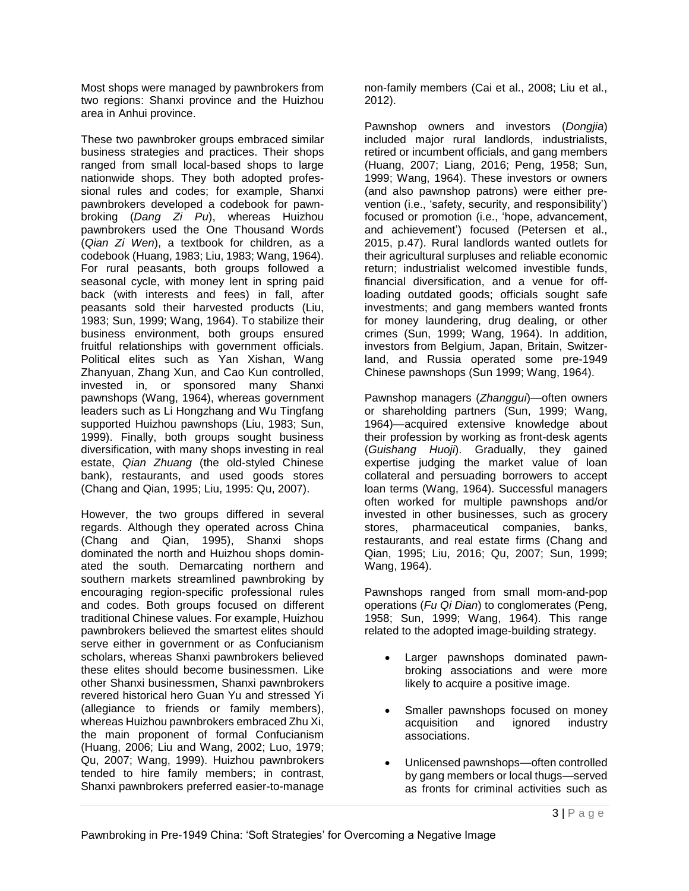Most shops were managed by pawnbrokers from two regions: Shanxi province and the Huizhou area in Anhui province.

These two pawnbroker groups embraced similar business strategies and practices. Their shops ranged from small local-based shops to large nationwide shops. They both adopted professional rules and codes; for example, Shanxi pawnbrokers developed a codebook for pawnbroking (*Dang Zi Pu*), whereas Huizhou pawnbrokers used the One Thousand Words (*Qian Zi Wen*), a textbook for children, as a codebook (Huang, 1983; Liu, 1983; Wang, 1964). For rural peasants, both groups followed a seasonal cycle, with money lent in spring paid back (with interests and fees) in fall, after peasants sold their harvested products (Liu, 1983; Sun, 1999; Wang, 1964). To stabilize their business environment, both groups ensured fruitful relationships with government officials. Political elites such as Yan Xishan, Wang Zhanyuan, Zhang Xun, and Cao Kun controlled, invested in, or sponsored many Shanxi pawnshops (Wang, 1964), whereas government leaders such as Li Hongzhang and Wu Tingfang supported Huizhou pawnshops (Liu, 1983; Sun, 1999). Finally, both groups sought business diversification, with many shops investing in real estate, *Qian Zhuang* (the old-styled Chinese bank), restaurants, and used goods stores (Chang and Qian, 1995; Liu, 1995: Qu, 2007).

However, the two groups differed in several regards. Although they operated across China (Chang and Qian, 1995), Shanxi shops dominated the north and Huizhou shops dominated the south. Demarcating northern and southern markets streamlined pawnbroking by encouraging region-specific professional rules and codes. Both groups focused on different traditional Chinese values. For example, Huizhou pawnbrokers believed the smartest elites should serve either in government or as Confucianism scholars, whereas Shanxi pawnbrokers believed these elites should become businessmen. Like other Shanxi businessmen, Shanxi pawnbrokers revered historical hero Guan Yu and stressed Yi (allegiance to friends or family members), whereas Huizhou pawnbrokers embraced Zhu Xi, the main proponent of formal Confucianism (Huang, 2006; Liu and Wang, 2002; Luo, 1979; Qu, 2007; Wang, 1999). Huizhou pawnbrokers tended to hire family members; in contrast, Shanxi pawnbrokers preferred easier-to-manage non-family members (Cai et al., 2008; Liu et al., 2012).

Pawnshop owners and investors (*Dongjia*) included major rural landlords, industrialists, retired or incumbent officials, and gang members (Huang, 2007; Liang, 2016; Peng, 1958; Sun, 1999; Wang, 1964). These investors or owners (and also pawnshop patrons) were either prevention (i.e., 'safety, security, and responsibility') focused or promotion (i.e., 'hope, advancement, and achievement') focused (Petersen et al., 2015, p.47). Rural landlords wanted outlets for their agricultural surpluses and reliable economic return; industrialist welcomed investible funds, financial diversification, and a venue for offloading outdated goods; officials sought safe investments; and gang members wanted fronts for money laundering, drug dealing, or other crimes (Sun, 1999; Wang, 1964). In addition, investors from Belgium, Japan, Britain, Switzerland, and Russia operated some pre-1949 Chinese pawnshops (Sun 1999; Wang, 1964).

Pawnshop managers (*Zhanggui*)—often owners or shareholding partners (Sun, 1999; Wang, 1964)—acquired extensive knowledge about their profession by working as front-desk agents (*Guishang Huoji*). Gradually, they gained expertise judging the market value of loan collateral and persuading borrowers to accept loan terms (Wang, 1964). Successful managers often worked for multiple pawnshops and/or invested in other businesses, such as grocery stores, pharmaceutical companies, banks, restaurants, and real estate firms (Chang and Qian, 1995; Liu, 2016; Qu, 2007; Sun, 1999; Wang, 1964).

Pawnshops ranged from small mom-and-pop operations (*Fu Qi Dian*) to conglomerates (Peng, 1958; Sun, 1999; Wang, 1964). This range related to the adopted image-building strategy.

- Larger pawnshops dominated pawnbroking associations and were more likely to acquire a positive image.
- Smaller pawnshops focused on money acquisition and ignored industry associations.
- Unlicensed pawnshops—often controlled by gang members or local thugs—served as fronts for criminal activities such as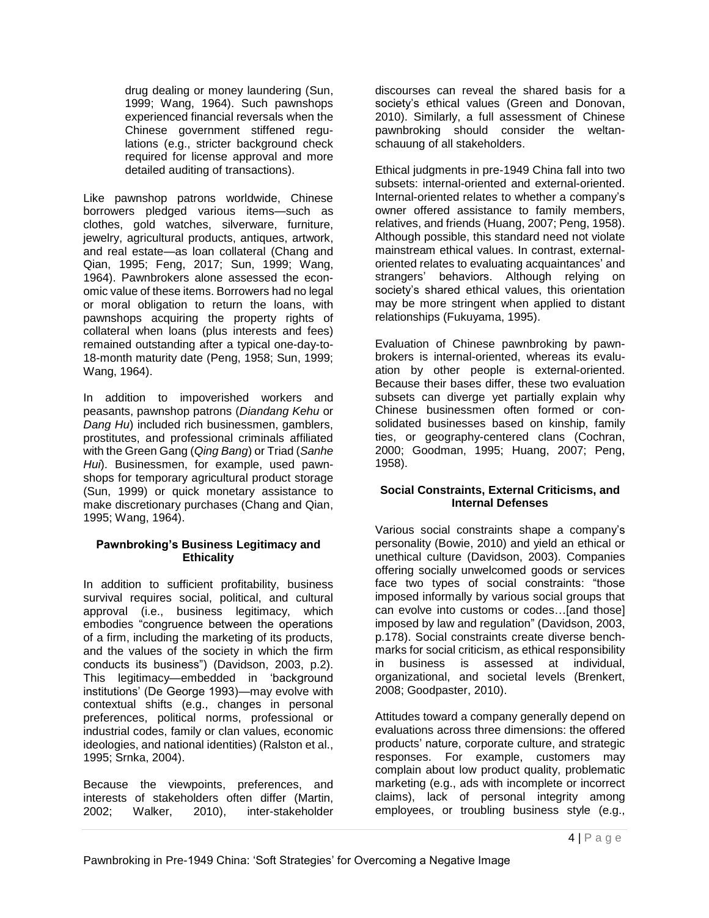drug dealing or money laundering (Sun, 1999; Wang, 1964). Such pawnshops experienced financial reversals when the Chinese government stiffened regulations (e.g., stricter background check required for license approval and more detailed auditing of transactions).

Like pawnshop patrons worldwide, Chinese borrowers pledged various items—such as clothes, gold watches, silverware, furniture, jewelry, agricultural products, antiques, artwork, and real estate—as loan collateral (Chang and Qian, 1995; Feng, 2017; Sun, 1999; Wang, 1964). Pawnbrokers alone assessed the economic value of these items. Borrowers had no legal or moral obligation to return the loans, with pawnshops acquiring the property rights of collateral when loans (plus interests and fees) remained outstanding after a typical one-day-to-18-month maturity date (Peng, 1958; Sun, 1999; Wang, 1964).

In addition to impoverished workers and peasants, pawnshop patrons (*Diandang Kehu* or *Dang Hu*) included rich businessmen, gamblers, prostitutes, and professional criminals affiliated with the Green Gang (*Qing Bang*) or Triad (*Sanhe Hui*). Businessmen, for example, used pawnshops for temporary agricultural product storage (Sun, 1999) or quick monetary assistance to make discretionary purchases (Chang and Qian, 1995; Wang, 1964).

### Pawnbroking's Business Legitimacy and Ethicality

In addition to sufficient profitability, business survival requires social, political, and cultural approval (i.e., business legitimacy, which embodies "congruence between the operations of a firm, including the marketing of its products, and the values of the society in which the firm conducts its business") (Davidson, 2003, p.2). This legitimacy—embedded in 'background institutions' (De George 1993)—may evolve with contextual shifts (e.g., changes in personal preferences, political norms, professional or industrial codes, family or clan values, economic ideologies, and national identities) (Ralston et al., 1995; Srnka, 2004).

Because the viewpoints, preferences, and interests of stakeholders often differ (Martin, 2002; Walker, 2010), inter-stakeholder discourses can reveal the shared basis for a society's ethical values (Green and Donovan, 2010). Similarly, a full assessment of Chinese pawnbroking should consider the weltanschauung of all stakeholders.

Ethical judgments in pre-1949 China fall into two subsets: internal-oriented and external-oriented. Internal-oriented relates to whether a company's owner offered assistance to family members, relatives, and friends (Huang, 2007; Peng, 1958). Although possible, this standard need not violate mainstream ethical values. In contrast, external-oriented relates to evaluating acquaintances' and strangers' behaviors. Although relying on society's shared ethical values, this orientation may be more stringent when applied to distant relationships (Fukuyama, 1995).

Evaluation of Chinese pawnbroking by pawnbrokers is internal-oriented, whereas its evaluation by other people is external-oriented. Because their bases differ, these two evaluation subsets can diverge yet partially explain why Chinese businessmen often formed or consolidated businesses based on kinship, family ties, or geography-centered clans (Cochran, 2000; Goodman, 1995; Huang, 2007; Peng, 1958).

### Social Constraints, External Criticisms, and Internal Defenses

Various social constraints shape a company's personality (Bowie, 2010) and yield an ethical or unethical culture (Davidson, 2003). Companies offering socially unwelcomed goods or services face two types of social constraints: "those imposed informally by various social groups that can evolve into customs or codes…[and those] imposed by law and regulation" (Davidson, 2003, p.178). Social constraints create diverse benchmarks for social criticism, as ethical responsibility in business is assessed at individual, organizational, and societal levels (Brenkert, 2008; Goodpaster, 2010).

Attitudes toward a company generally depend on evaluations across three dimensions: the offered products' nature, corporate culture, and strategic responses. For example, customers may complain about low product quality, problematic marketing (e.g., ads with incomplete or incorrect claims), lack of personal integrity among employees, or troubling business style (e.g.,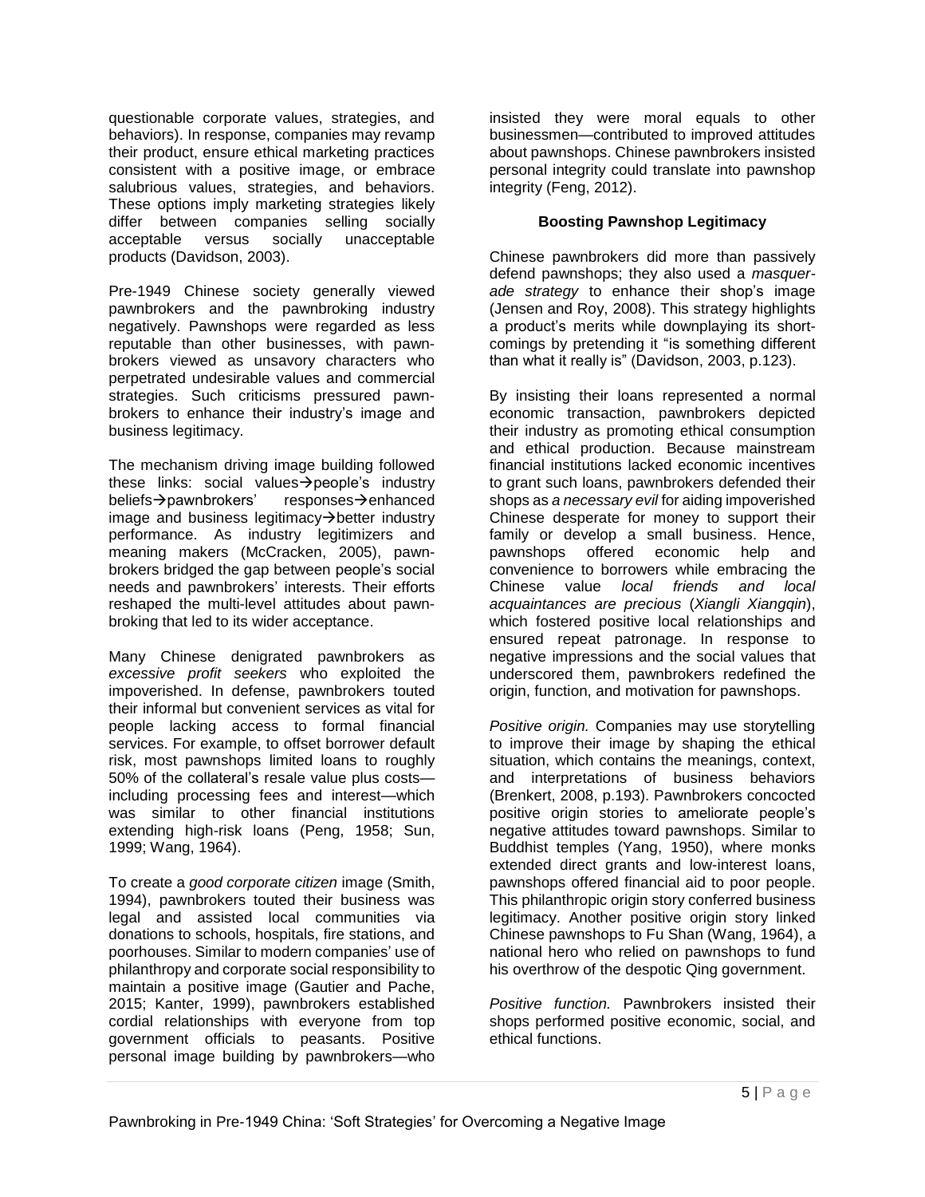questionable corporate values, strategies, and behaviors). In response, companies may revamp their product, ensure ethical marketing practices consistent with a positive image, or embrace salubrious values, strategies, and behaviors. These options imply marketing strategies likely differ between companies selling socially acceptable versus socially unacceptable products (Davidson, 2003).

Pre-1949 Chinese society generally viewed pawnbrokers and the pawnbroking industry negatively. Pawnshops were regarded as less reputable than other businesses, with pawnbrokers viewed as unsavory characters who perpetrated undesirable values and commercial strategies. Such criticisms pressured pawnbrokers to enhance their industry's image and business legitimacy.

The mechanism driving image building followed these links: social values→people's industry beliefs→pawnbrokers' responses→enhanced image and business legitimacy→better industry performance. As industry legitimizers and meaning makers (McCracken, 2005), pawnbrokers bridged the gap between people's social needs and pawnbrokers' interests. Their efforts reshaped the multi-level attitudes about pawnbroking that led to its wider acceptance.

Many Chinese denigrated pawnbrokers as *excessive profit seekers* who exploited the impoverished. In defense, pawnbrokers touted their informal but convenient services as vital for people lacking access to formal financial services. For example, to offset borrower default risk, most pawnshops limited loans to roughly 50% of the collateral's resale value plus costs—including processing fees and interest—which was similar to other financial institutions extending high-risk loans (Peng, 1958; Sun, 1999; Wang, 1964).

To create a *good corporate citizen* image (Smith, 1994), pawnbrokers touted their business was legal and assisted local communities via donations to schools, hospitals, fire stations, and poorhouses. Similar to modern companies' use of philanthropy and corporate social responsibility to maintain a positive image (Gautier and Pache, 2015; Kanter, 1999), pawnbrokers established cordial relationships with everyone from top government officials to peasants. Positive personal image building by pawnbrokers—who insisted they were moral equals to other businessmen—contributed to improved attitudes about pawnshops. Chinese pawnbrokers insisted personal integrity could translate into pawnshop integrity (Feng, 2012).

### Boosting Pawnshop Legitimacy

Chinese pawnbrokers did more than passively defend pawnshops; they also used a *masquerade strategy* to enhance their shop's image (Jensen and Roy, 2008). This strategy highlights a product's merits while downplaying its shortcomings by pretending it "is something different than what it really is" (Davidson, 2003, p.123).

By insisting their loans represented a normal economic transaction, pawnbrokers depicted their industry as promoting ethical consumption and ethical production. Because mainstream financial institutions lacked economic incentives to grant such loans, pawnbrokers defended their shops as *a necessary evil* for aiding impoverished Chinese desperate for money to support their family or develop a small business. Hence, pawnshops offered economic help and convenience to borrowers while embracing the Chinese value *local friends and local acquaintances are precious* (*Xiangli Xiangqin*), which fostered positive local relationships and ensured repeat patronage. In response to negative impressions and the social values that underscored them, pawnbrokers redefined the origin, function, and motivation for pawnshops.

*Positive origin.* Companies may use storytelling to improve their image by shaping the ethical situation, which contains the meanings, context, and interpretations of business behaviors (Brenkert, 2008, p.193). Pawnbrokers concocted positive origin stories to ameliorate people's negative attitudes toward pawnshops. Similar to Buddhist temples (Yang, 1950), where monks extended direct grants and low-interest loans, pawnshops offered financial aid to poor people. This philanthropic origin story conferred business legitimacy. Another positive origin story linked Chinese pawnshops to Fu Shan (Wang, 1964), a national hero who relied on pawnshops to fund his overthrow of the despotic Qing government.

*Positive function.* Pawnbrokers insisted their shops performed positive economic, social, and ethical functions.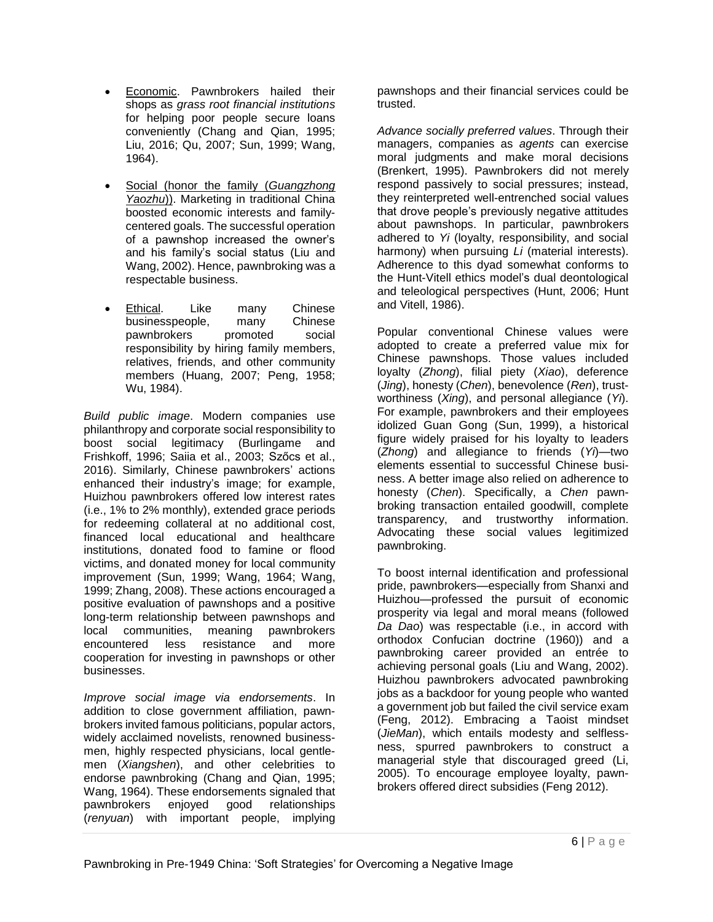- Economic. Pawnbrokers hailed their shops as *grass root financial institutions* for helping poor people secure loans conveniently (Chang and Qian, 1995; Liu, 2016; Qu, 2007; Sun, 1999; Wang, 1964).

- Social (honor the family (*Guangzhong Yaozhu*)). Marketing in traditional China boosted economic interests and family-centered goals. The successful operation of a pawnshop increased the owner's and his family's social status (Liu and Wang, 2002). Hence, pawnbroking was a respectable business.

- Ethical. Like many Chinese businesspeople, many Chinese pawnbrokers promoted social responsibility by hiring family members, relatives, friends, and other community members (Huang, 2007; Peng, 1958; Wu, 1984).

*Build public image*. Modern companies use philanthropy and corporate social responsibility to boost social legitimacy (Burlingame and Frishkoff, 1996; Saiia et al., 2003; Szőcs et al., 2016). Similarly, Chinese pawnbrokers' actions enhanced their industry's image; for example, Huizhou pawnbrokers offered low interest rates (i.e., 1% to 2% monthly), extended grace periods for redeeming collateral at no additional cost, financed local educational and healthcare institutions, donated food to famine or flood victims, and donated money for local community improvement (Sun, 1999; Wang, 1964; Wang, 1999; Zhang, 2008). These actions encouraged a positive evaluation of pawnshops and a positive long-term relationship between pawnshops and local communities, meaning pawnbrokers encountered less resistance and more cooperation for investing in pawnshops or other businesses.

*Improve social image via endorsements*. In addition to close government affiliation, pawnbrokers invited famous politicians, popular actors, widely acclaimed novelists, renowned businessmen, highly respected physicians, local gentlemen (*Xiangshen*), and other celebrities to endorse pawnbroking (Chang and Qian, 1995; Wang, 1964). These endorsements signaled that pawnbrokers enjoyed good relationships (*renyuan*) with important people, implying pawnshops and their financial services could be trusted.

*Advance socially preferred values*. Through their managers, companies as *agents* can exercise moral judgments and make moral decisions (Brenkert, 1995). Pawnbrokers did not merely respond passively to social pressures; instead, they reinterpreted well-entrenched social values that drove people's previously negative attitudes about pawnshops. In particular, pawnbrokers adhered to *Yi* (loyalty, responsibility, and social harmony) when pursuing *Li* (material interests). Adherence to this dyad somewhat conforms to the Hunt-Vitell ethics model's dual deontological and teleological perspectives (Hunt, 2006; Hunt and Vitell, 1986).

Popular conventional Chinese values were adopted to create a preferred value mix for Chinese pawnshops. Those values included loyalty (*Zhong*), filial piety (*Xiao*), deference (*Jing*), honesty (*Chen*), benevolence (*Ren*), trustworthiness (*Xing*), and personal allegiance (*Yi*). For example, pawnbrokers and their employees idolized Guan Gong (Sun, 1999), a historical figure widely praised for his loyalty to leaders (*Zhong*) and allegiance to friends (*Yi*)—two elements essential to successful Chinese business. A better image also relied on adherence to honesty (*Chen*). Specifically, a *Chen* pawnbroking transaction entailed goodwill, complete transparency, and trustworthy information. Advocating these social values legitimized pawnbroking.

To boost internal identification and professional pride, pawnbrokers—especially from Shanxi and Huizhou—professed the pursuit of economic prosperity via legal and moral means (followed *Da Dao*) was respectable (i.e., in accord with orthodox Confucian doctrine (1960)) and a pawnbroking career provided an entrée to achieving personal goals (Liu and Wang, 2002). Huizhou pawnbrokers advocated pawnbroking jobs as a backdoor for young people who wanted a government job but failed the civil service exam (Feng, 2012). Embracing a Taoist mindset (*JieMan*), which entails modesty and selflessness, spurred pawnbrokers to construct a managerial style that discouraged greed (Li, 2005). To encourage employee loyalty, pawnbrokers offered direct subsidies (Feng 2012).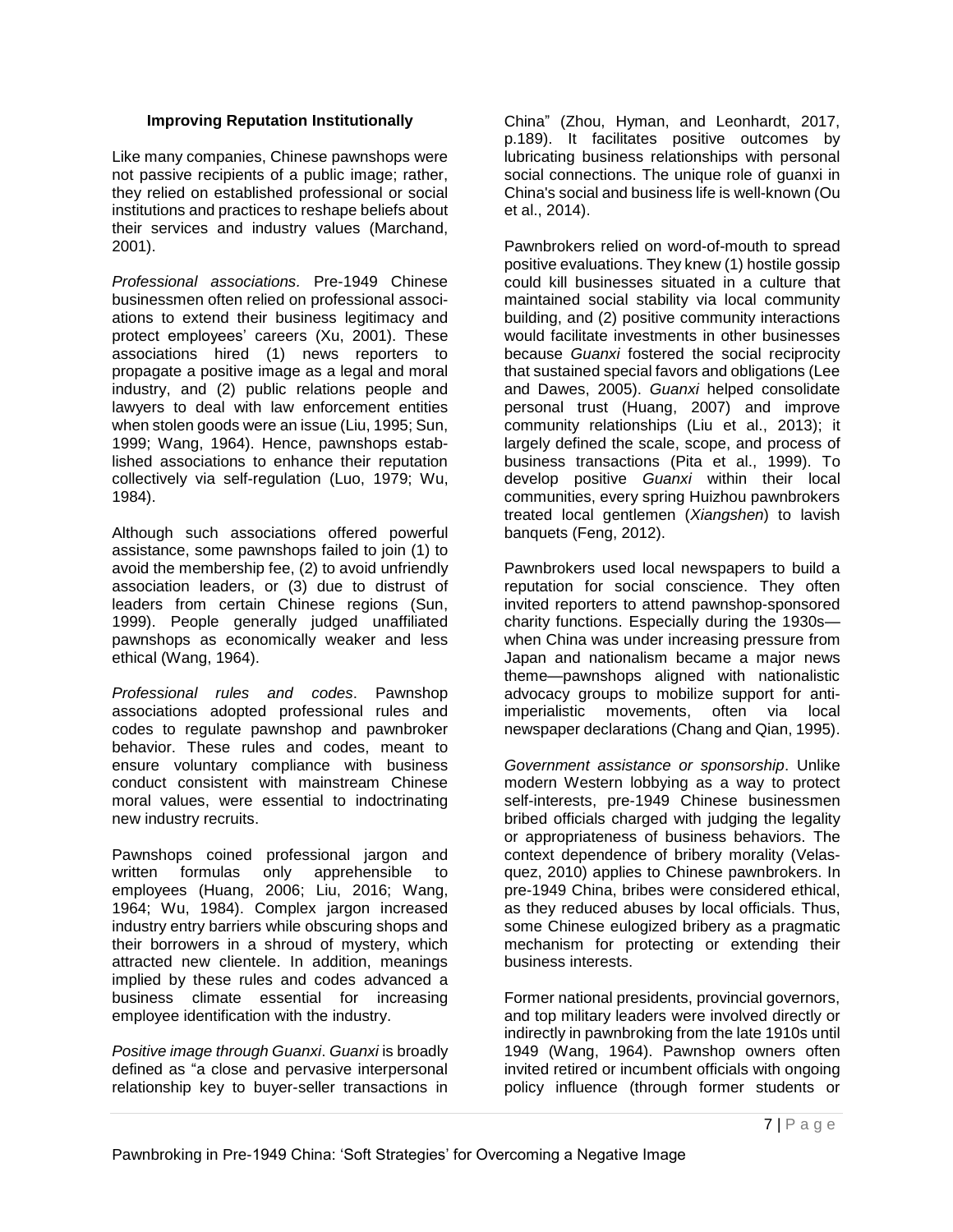### Improving Reputation Institutionally

Like many companies, Chinese pawnshops were not passive recipients of a public image; rather, they relied on established professional or social institutions and practices to reshape beliefs about their services and industry values (Marchand, 2001).

*Professional associations*. Pre-1949 Chinese businessmen often relied on professional associations to extend their business legitimacy and protect employees' careers (Xu, 2001). These associations hired (1) news reporters to propagate a positive image as a legal and moral industry, and (2) public relations people and lawyers to deal with law enforcement entities when stolen goods were an issue (Liu, 1995; Sun, 1999; Wang, 1964). Hence, pawnshops established associations to enhance their reputation collectively via self-regulation (Luo, 1979; Wu, 1984).

Although such associations offered powerful assistance, some pawnshops failed to join (1) to avoid the membership fee, (2) to avoid unfriendly association leaders, or (3) due to distrust of leaders from certain Chinese regions (Sun, 1999). People generally judged unaffiliated pawnshops as economically weaker and less ethical (Wang, 1964).

*Professional rules and codes*. Pawnshop associations adopted professional rules and codes to regulate pawnshop and pawnbroker behavior. These rules and codes, meant to ensure voluntary compliance with business conduct consistent with mainstream Chinese moral values, were essential to indoctrinating new industry recruits.

Pawnshops coined professional jargon and written formulas only apprehensible to employees (Huang, 2006; Liu, 2016; Wang, 1964; Wu, 1984). Complex jargon increased industry entry barriers while obscuring shops and their borrowers in a shroud of mystery, which attracted new clientele. In addition, meanings implied by these rules and codes advanced a business climate essential for increasing employee identification with the industry.

*Positive image through Guanxi*. *Guanxi* is broadly defined as "a close and pervasive interpersonal relationship key to buyer-seller transactions in China" (Zhou, Hyman, and Leonhardt, 2017, p.189). It facilitates positive outcomes by lubricating business relationships with personal social connections. The unique role of guanxi in China's social and business life is well-known (Ou et al., 2014).

Pawnbrokers relied on word-of-mouth to spread positive evaluations. They knew (1) hostile gossip could kill businesses situated in a culture that maintained social stability via local community building, and (2) positive community interactions would facilitate investments in other businesses because *Guanxi* fostered the social reciprocity that sustained special favors and obligations (Lee and Dawes, 2005). *Guanxi* helped consolidate personal trust (Huang, 2007) and improve community relationships (Liu et al., 2013); it largely defined the scale, scope, and process of business transactions (Pita et al., 1999). To develop positive *Guanxi* within their local communities, every spring Huizhou pawnbrokers treated local gentlemen (*Xiangshen*) to lavish banquets (Feng, 2012).

Pawnbrokers used local newspapers to build a reputation for social conscience. They often invited reporters to attend pawnshop-sponsored charity functions. Especially during the 1930s—when China was under increasing pressure from Japan and nationalism became a major news theme—pawnshops aligned with nationalistic advocacy groups to mobilize support for anti-imperialistic movements, often via local newspaper declarations (Chang and Qian, 1995).

*Government assistance or sponsorship*. Unlike modern Western lobbying as a way to protect self-interests, pre-1949 Chinese businessmen bribed officials charged with judging the legality or appropriateness of business behaviors. The context dependence of bribery morality (Velasquez, 2010) applies to Chinese pawnbrokers. In pre-1949 China, bribes were considered ethical, as they reduced abuses by local officials. Thus, some Chinese eulogized bribery as a pragmatic mechanism for protecting or extending their business interests.

Former national presidents, provincial governors, and top military leaders were involved directly or indirectly in pawnbroking from the late 1910s until 1949 (Wang, 1964). Pawnshop owners often invited retired or incumbent officials with ongoing policy influence (through former students or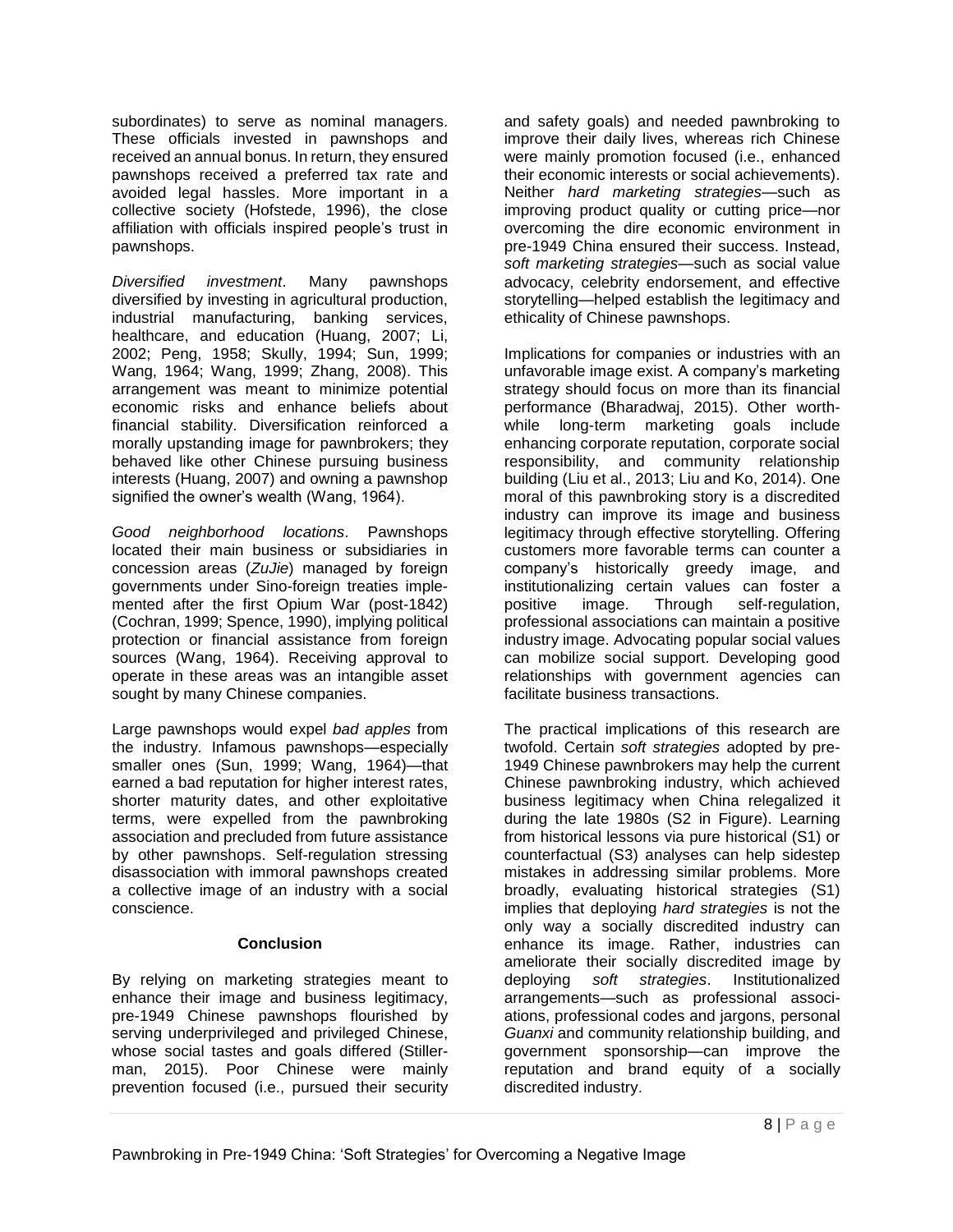subordinates) to serve as nominal managers. These officials invested in pawnshops and received an annual bonus. In return, they ensured pawnshops received a preferred tax rate and avoided legal hassles. More important in a collective society (Hofstede, 1996), the close affiliation with officials inspired people's trust in pawnshops.

*Diversified investment*. Many pawnshops diversified by investing in agricultural production, industrial manufacturing, banking services, healthcare, and education (Huang, 2007; Li, 2002; Peng, 1958; Skully, 1994; Sun, 1999; Wang, 1964; Wang, 1999; Zhang, 2008). This arrangement was meant to minimize potential economic risks and enhance beliefs about financial stability. Diversification reinforced a morally upstanding image for pawnbrokers; they behaved like other Chinese pursuing business interests (Huang, 2007) and owning a pawnshop signified the owner's wealth (Wang, 1964).

*Good neighborhood locations*. Pawnshops located their main business or subsidiaries in concession areas (*ZuJie*) managed by foreign governments under Sino-foreign treaties implemented after the first Opium War (post-1842) (Cochran, 1999; Spence, 1990), implying political protection or financial assistance from foreign sources (Wang, 1964). Receiving approval to operate in these areas was an intangible asset sought by many Chinese companies.

Large pawnshops would expel *bad apples* from the industry. Infamous pawnshops—especially smaller ones (Sun, 1999; Wang, 1964)—that earned a bad reputation for higher interest rates, shorter maturity dates, and other exploitative terms, were expelled from the pawnbroking association and precluded from future assistance by other pawnshops. Self-regulation stressing disassociation with immoral pawnshops created a collective image of an industry with a social conscience.

## Conclusion

By relying on marketing strategies meant to enhance their image and business legitimacy, pre-1949 Chinese pawnshops flourished by serving underprivileged and privileged Chinese, whose social tastes and goals differed (Stillerman, 2015). Poor Chinese were mainly prevention focused (i.e., pursued their security and safety goals) and needed pawnbroking to improve their daily lives, whereas rich Chinese were mainly promotion focused (i.e., enhanced their economic interests or social achievements). Neither *hard marketing strategies*—such as improving product quality or cutting price—nor overcoming the dire economic environment in pre-1949 China ensured their success. Instead, *soft marketing strategies*—such as social value advocacy, celebrity endorsement, and effective storytelling—helped establish the legitimacy and ethicality of Chinese pawnshops.

Implications for companies or industries with an unfavorable image exist. A company's marketing strategy should focus on more than its financial performance (Bharadwaj, 2015). Other worthwhile long-term marketing goals include enhancing corporate reputation, corporate social responsibility, and community relationship building (Liu et al., 2013; Liu and Ko, 2014). One moral of this pawnbroking story is a discredited industry can improve its image and business legitimacy through effective storytelling. Offering customers more favorable terms can counter a company's historically greedy image, and institutionalizing certain values can foster a positive image. Through self-regulation, professional associations can maintain a positive industry image. Advocating popular social values can mobilize social support. Developing good relationships with government agencies can facilitate business transactions.

The practical implications of this research are twofold. Certain *soft strategies* adopted by pre-1949 Chinese pawnbrokers may help the current Chinese pawnbroking industry, which achieved business legitimacy when China relegalized it during the late 1980s (S2 in Figure). Learning from historical lessons via pure historical (S1) or counterfactual (S3) analyses can help sidestep mistakes in addressing similar problems. More broadly, evaluating historical strategies (S1) implies that deploying *hard strategies* is not the only way a socially discredited industry can enhance its image. Rather, industries can ameliorate their socially discredited image by deploying *soft strategies*. Institutionalized arrangements—such as professional associations, professional codes and jargons, personal *Guanxi* and community relationship building, and government sponsorship—can improve the reputation and brand equity of a socially discredited industry.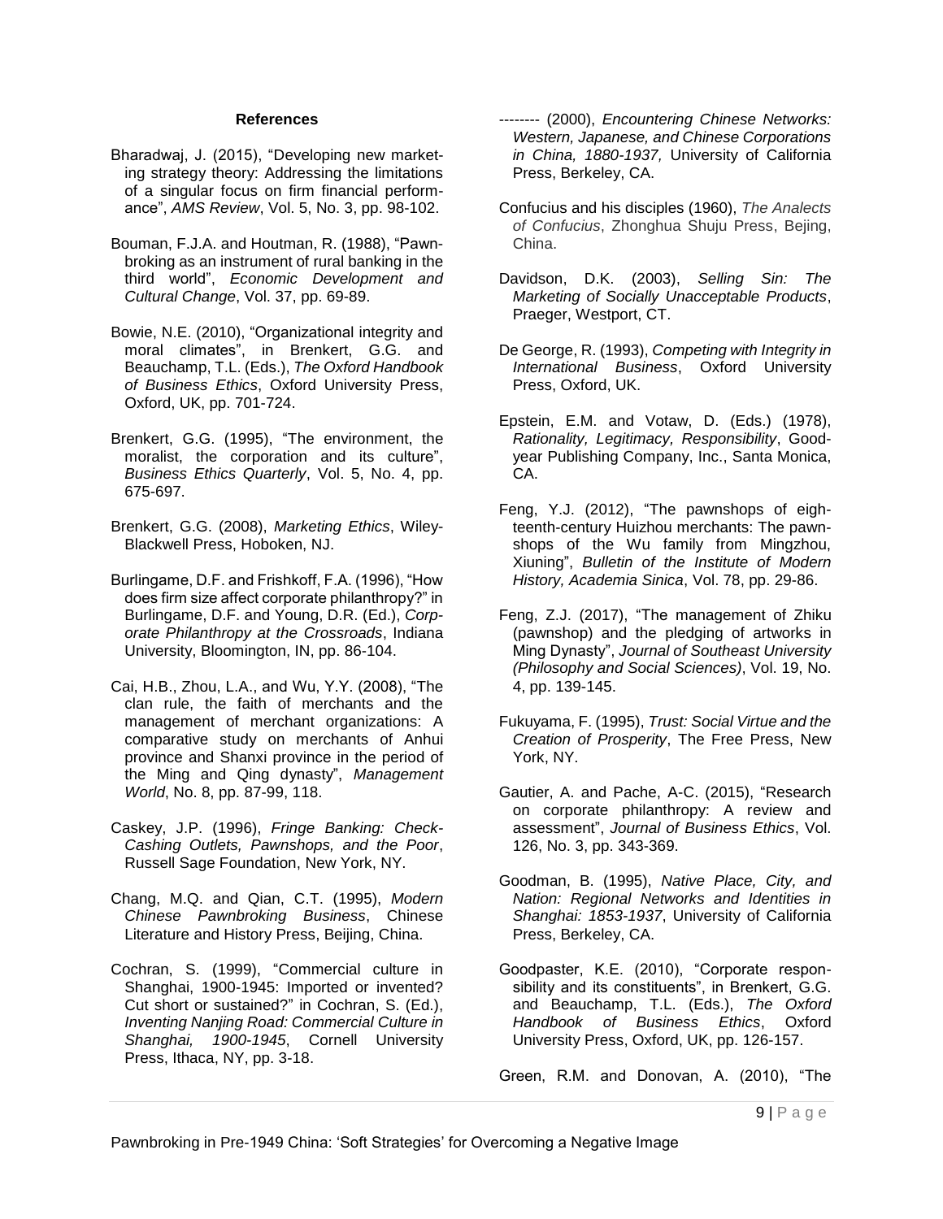**References**

Bharadwaj, J. (2015), "Developing new marketing strategy theory: Addressing the limitations of a singular focus on firm financial performance", *AMS Review*, Vol. 5, No. 3, pp. 98-102.

Bouman, F.J.A. and Houtman, R. (1988), "Pawnbroking as an instrument of rural banking in the third world", *Economic Development and Cultural Change*, Vol. 37, pp. 69-89.

Bowie, N.E. (2010), "Organizational integrity and moral climates", in Brenkert, G.G. and Beauchamp, T.L. (Eds.), *The Oxford Handbook of Business Ethics*, Oxford University Press, Oxford, UK, pp. 701-724.

Brenkert, G.G. (1995), "The environment, the moralist, the corporation and its culture", *Business Ethics Quarterly*, Vol. 5, No. 4, pp. 675-697.

Brenkert, G.G. (2008), *Marketing Ethics*, Wiley-Blackwell Press, Hoboken, NJ.

Burlingame, D.F. and Frishkoff, F.A. (1996), "How does firm size affect corporate philanthropy?" in Burlingame, D.F. and Young, D.R. (Ed.), *Corporate Philanthropy at the Crossroads*, Indiana University, Bloomington, IN, pp. 86-104.

Cai, H.B., Zhou, L.A., and Wu, Y.Y. (2008), "The clan rule, the faith of merchants and the management of merchant organizations: A comparative study on merchants of Anhui province and Shanxi province in the period of the Ming and Qing dynasty", *Management World*, No. 8, pp. 87-99, 118.

Caskey, J.P. (1996), *Fringe Banking: Check-Cashing Outlets, Pawnshops, and the Poor*, Russell Sage Foundation, New York, NY.

Chang, M.Q. and Qian, C.T. (1995), *Modern Chinese Pawnbroking Business*, Chinese Literature and History Press, Beijing, China.

Cochran, S. (1999), "Commercial culture in Shanghai, 1900-1945: Imported or invented? Cut short or sustained?" in Cochran, S. (Ed.), *Inventing Nanjing Road: Commercial Culture in Shanghai, 1900-1945*, Cornell University Press, Ithaca, NY, pp. 3-18.

-------- (2000), *Encountering Chinese Networks: Western, Japanese, and Chinese Corporations in China, 1880-1937,* University of California Press, Berkeley, CA.

Confucius and his disciples (1960), *The Analects of Confucius*, Zhonghua Shuju Press, Bejing, China.

Davidson, D.K. (2003), *Selling Sin: The Marketing of Socially Unacceptable Products*, Praeger, Westport, CT.

De George, R. (1993), *Competing with Integrity in International Business*, Oxford University Press, Oxford, UK.

Epstein, E.M. and Votaw, D. (Eds.) (1978), *Rationality, Legitimacy, Responsibility*, Goodyear Publishing Company, Inc., Santa Monica, CA.

Feng, Y.J. (2012), "The pawnshops of eighteenth-century Huizhou merchants: The pawnshops of the Wu family from Mingzhou, Xiuning", *Bulletin of the Institute of Modern History, Academia Sinica*, Vol. 78, pp. 29-86.

Feng, Z.J. (2017), "The management of Zhiku (pawnshop) and the pledging of artworks in Ming Dynasty", *Journal of Southeast University (Philosophy and Social Sciences)*, Vol. 19, No. 4, pp. 139-145.

Fukuyama, F. (1995), *Trust: Social Virtue and the Creation of Prosperity*, The Free Press, New York, NY.

Gautier, A. and Pache, A-C. (2015), "Research on corporate philanthropy: A review and assessment", *Journal of Business Ethics*, Vol. 126, No. 3, pp. 343-369.

Goodman, B. (1995), *Native Place, City, and Nation: Regional Networks and Identities in Shanghai: 1853-1937*, University of California Press, Berkeley, CA.

Goodpaster, K.E. (2010), "Corporate responsibility and its constituents", in Brenkert, G.G. and Beauchamp, T.L. (Eds.), *The Oxford Handbook of Business Ethics*, Oxford University Press, Oxford, UK, pp. 126-157.

Green, R.M. and Donovan, A. (2010), "The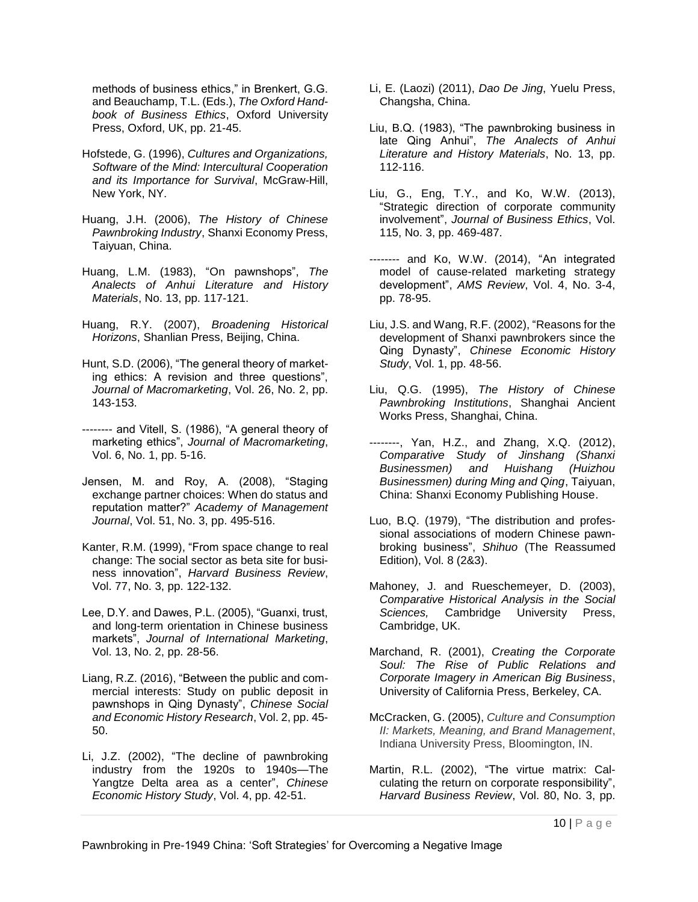methods of business ethics," in Brenkert, G.G. and Beauchamp, T.L. (Eds.), *The Oxford Handbook of Business Ethics*, Oxford University Press, Oxford, UK, pp. 21-45.

Hofstede, G. (1996), *Cultures and Organizations, Software of the Mind: Intercultural Cooperation and its Importance for Survival*, McGraw-Hill, New York, NY.

Huang, J.H. (2006), *The History of Chinese Pawnbroking Industry*, Shanxi Economy Press, Taiyuan, China.

Huang, L.M. (1983), "On pawnshops", *The Analects of Anhui Literature and History Materials*, No. 13, pp. 117-121.

Huang, R.Y. (2007), *Broadening Historical Horizons*, Shanlian Press, Beijing, China.

Hunt, S.D. (2006), "The general theory of marketing ethics: A revision and three questions", *Journal of Macromarketing*, Vol. 26, No. 2, pp. 143-153.

-------- and Vitell, S. (1986), "A general theory of marketing ethics", *Journal of Macromarketing*, Vol. 6, No. 1, pp. 5-16.

Jensen, M. and Roy, A. (2008), "Staging exchange partner choices: When do status and reputation matter?" *Academy of Management Journal*, Vol. 51, No. 3, pp. 495-516.

Kanter, R.M. (1999), "From space change to real change: The social sector as beta site for business innovation", *Harvard Business Review*, Vol. 77, No. 3, pp. 122-132.

Lee, D.Y. and Dawes, P.L. (2005), "Guanxi, trust, and long-term orientation in Chinese business markets", *Journal of International Marketing*, Vol. 13, No. 2, pp. 28-56.

Liang, R.Z. (2016), "Between the public and commercial interests: Study on public deposit in pawnshops in Qing Dynasty", *Chinese Social and Economic History Research*, Vol. 2, pp. 45-50.

Li, J.Z. (2002), "The decline of pawnbroking industry from the 1920s to 1940s—The Yangtze Delta area as a center", *Chinese Economic History Study*, Vol. 4, pp. 42-51.

Li, E. (Laozi) (2011), *Dao De Jing*, Yuelu Press, Changsha, China.

Liu, B.Q. (1983), "The pawnbroking business in late Qing Anhui", *The Analects of Anhui Literature and History Materials*, No. 13, pp. 112-116.

Liu, G., Eng, T.Y., and Ko, W.W. (2013), "Strategic direction of corporate community involvement", *Journal of Business Ethics*, Vol. 115, No. 3, pp. 469-487.

-------- and Ko, W.W. (2014), "An integrated model of cause-related marketing strategy development", *AMS Review*, Vol. 4, No. 3-4, pp. 78-95.

Liu, J.S. and Wang, R.F. (2002), "Reasons for the development of Shanxi pawnbrokers since the Qing Dynasty", *Chinese Economic History Study*, Vol. 1, pp. 48-56.

Liu, Q.G. (1995), *The History of Chinese Pawnbroking Institutions*, Shanghai Ancient Works Press, Shanghai, China.

--------, Yan, H.Z., and Zhang, X.Q. (2012), *Comparative Study of Jinshang (Shanxi Businessmen) and Huishang (Huizhou Businessmen) during Ming and Qing*, Taiyuan, China: Shanxi Economy Publishing House.

Luo, B.Q. (1979), "The distribution and professional associations of modern Chinese pawnbroking business", *Shihuo* (The Reassumed Edition), Vol. 8 (2&3).

Mahoney, J. and Rueschemeyer, D. (2003), *Comparative Historical Analysis in the Social Sciences,* Cambridge University Press, Cambridge, UK.

Marchand, R. (2001), *Creating the Corporate Soul: The Rise of Public Relations and Corporate Imagery in American Big Business*, University of California Press, Berkeley, CA.

McCracken, G. (2005), *Culture and Consumption II: Markets, Meaning, and Brand Management*, Indiana University Press, Bloomington, IN.

Martin, R.L. (2002), "The virtue matrix: Calculating the return on corporate responsibility", *Harvard Business Review*, Vol. 80, No. 3, pp.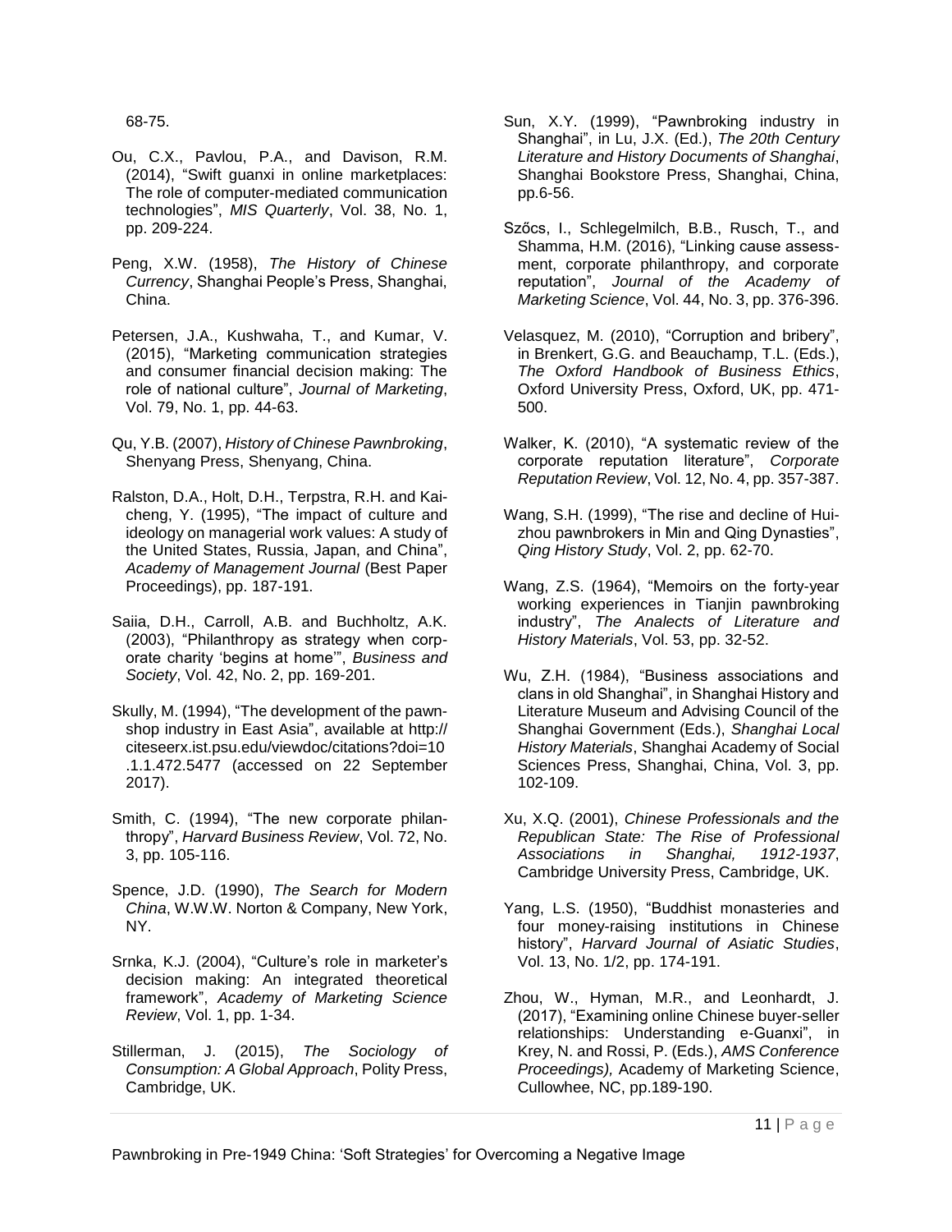68-75.

Ou, C.X., Pavlou, P.A., and Davison, R.M. (2014), “Swift guanxi in online marketplaces: The role of computer-mediated communication technologies”, *MIS Quarterly*, Vol. 38, No. 1, pp. 209-224.

Peng, X.W. (1958), *The History of Chinese Currency*, Shanghai People’s Press, Shanghai, China.

Petersen, J.A., Kushwaha, T., and Kumar, V. (2015), “Marketing communication strategies and consumer financial decision making: The role of national culture”, *Journal of Marketing*, Vol. 79, No. 1, pp. 44-63.

Qu, Y.B. (2007), *History of Chinese Pawnbroking*, Shenyang Press, Shenyang, China.

Ralston, D.A., Holt, D.H., Terpstra, R.H. and Kai-cheng, Y. (1995), “The impact of culture and ideology on managerial work values: A study of the United States, Russia, Japan, and China”, *Academy of Management Journal* (Best Paper Proceedings), pp. 187-191.

Saiia, D.H., Carroll, A.B. and Buchholtz, A.K. (2003), “Philanthropy as strategy when corporate charity ‘begins at home’”, *Business and Society*, Vol. 42, No. 2, pp. 169-201.

Skully, M. (1994), “The development of the pawnshop industry in East Asia”, available at http://citeseerx.ist.psu.edu/viewdoc/citations?doi=10.1.1.472.5477 (accessed on 22 September 2017).

Smith, C. (1994), “The new corporate philanthropy”, *Harvard Business Review*, Vol. 72, No. 3, pp. 105-116.

Spence, J.D. (1990), *The Search for Modern China*, W.W.W. Norton & Company, New York, NY.

Srnka, K.J. (2004), “Culture’s role in marketer’s decision making: An integrated theoretical framework”, *Academy of Marketing Science Review*, Vol. 1, pp. 1-34.

Stillerman, J. (2015), *The Sociology of Consumption: A Global Approach*, Polity Press, Cambridge, UK.

Sun, X.Y. (1999), “Pawnbroking industry in Shanghai”, in Lu, J.X. (Ed.), *The 20th Century Literature and History Documents of Shanghai*, Shanghai Bookstore Press, Shanghai, China, pp.6-56.

Szőcs, I., Schlegelmilch, B.B., Rusch, T., and Shamma, H.M. (2016), “Linking cause assessment, corporate philanthropy, and corporate reputation”, *Journal of the Academy of Marketing Science*, Vol. 44, No. 3, pp. 376-396.

Velasquez, M. (2010), “Corruption and bribery”, in Brenkert, G.G. and Beauchamp, T.L. (Eds.), *The Oxford Handbook of Business Ethics*, Oxford University Press, Oxford, UK, pp. 471-500.

Walker, K. (2010), “A systematic review of the corporate reputation literature”, *Corporate Reputation Review*, Vol. 12, No. 4, pp. 357-387.

Wang, S.H. (1999), “The rise and decline of Huizhou pawnbrokers in Min and Qing Dynasties”, *Qing History Study*, Vol. 2, pp. 62-70.

Wang, Z.S. (1964), “Memoirs on the forty-year working experiences in Tianjin pawnbroking industry”, *The Analects of Literature and History Materials*, Vol. 53, pp. 32-52.

Wu, Z.H. (1984), “Business associations and clans in old Shanghai”, in Shanghai History and Literature Museum and Advising Council of the Shanghai Government (Eds.), *Shanghai Local History Materials*, Shanghai Academy of Social Sciences Press, Shanghai, China, Vol. 3, pp. 102-109.

Xu, X.Q. (2001), *Chinese Professionals and the Republican State: The Rise of Professional Associations in Shanghai, 1912-1937*, Cambridge University Press, Cambridge, UK.

Yang, L.S. (1950), “Buddhist monasteries and four money-raising institutions in Chinese history”, *Harvard Journal of Asiatic Studies*, Vol. 13, No. 1/2, pp. 174-191.

Zhou, W., Hyman, M.R., and Leonhardt, J. (2017), “Examining online Chinese buyer-seller relationships: Understanding e-Guanxi”, in Krey, N. and Rossi, P. (Eds.), *AMS Conference Proceedings),* Academy of Marketing Science, Cullowhee, NC, pp.189-190.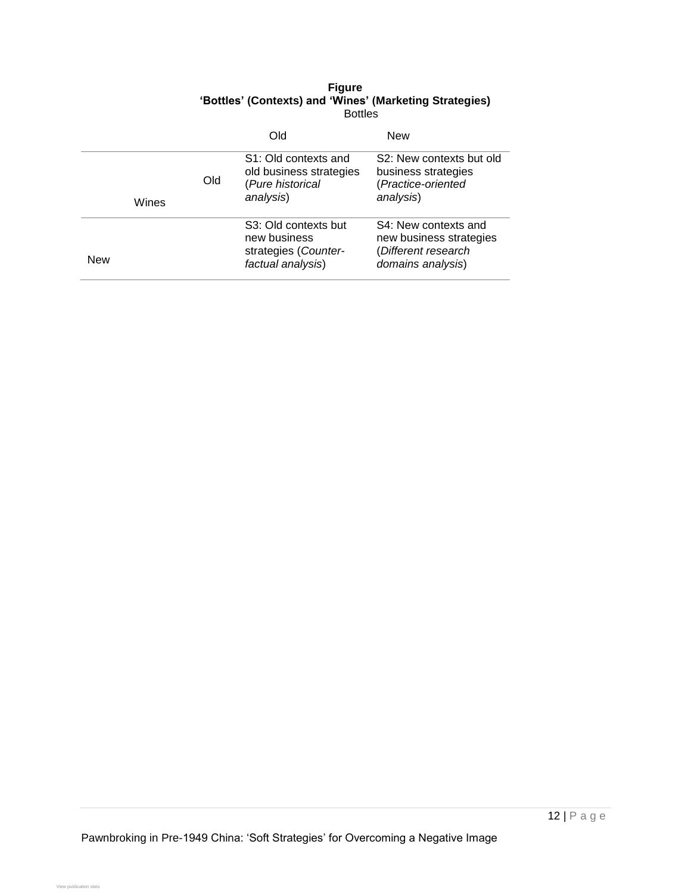**Figure**
**'Bottles' (Contexts) and 'Wines' (Marketing Strategies)**

| | | Bottles: Old | Bottles: New |
|---|---|---|---|
| Wines | Old | S1: Old contexts and old business strategies (*Pure historical analysis*) | S2: New contexts but old business strategies (*Practice-oriented analysis*) |
| | New | S3: Old contexts but new business strategies (*Counter-factual analysis*) | S4: New contexts and new business strategies (*Different research domains analysis*) |